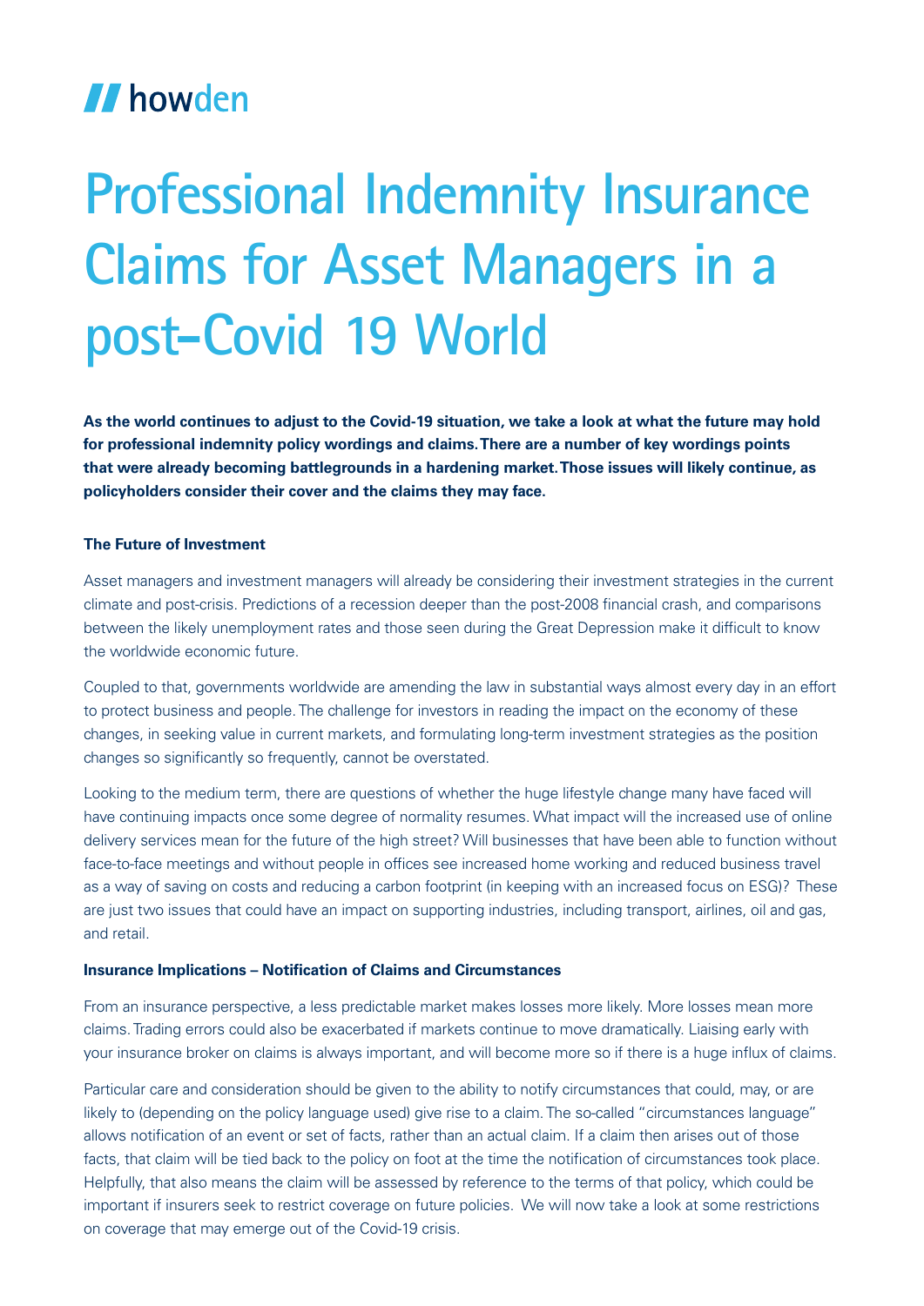howden

# Professional Indemnity Insurance Claims for Asset Managers in a post-Covid 19 World

**As the world continues to adjust to the Covid-19 situation, we take a look at what the future may hold for professional indemnity policy wordings and claims. There are a number of key wordings points that were already becoming battlegrounds in a hardening market. Those issues will likely continue, as policyholders consider their cover and the claims they may face.**

### The Future of Investment

Asset managers and investment managers will already be considering their investment strategies in the current climate and post-crisis. Predictions of a recession deeper than the post-2008 financial crash, and comparisons between the likely unemployment rates and those seen during the Great Depression make it difficult to know the worldwide economic future.

Coupled to that, governments worldwide are amending the law in substantial ways almost every day in an effort to protect business and people. The challenge for investors in reading the impact on the economy of these changes, in seeking value in current markets, and formulating long-term investment strategies as the position changes so significantly so frequently, cannot be overstated.

Looking to the medium term, there are questions of whether the huge lifestyle change many have faced will have continuing impacts once some degree of normality resumes. What impact will the increased use of online delivery services mean for the future of the high street? Will businesses that have been able to function without face-to-face meetings and without people in offices see increased home working and reduced business travel as a way of saving on costs and reducing a carbon footprint (in keeping with an increased focus on ESG)? These are just two issues that could have an impact on supporting industries, including transport, airlines, oil and gas, and retail.

### Insurance Implications – Notification of Claims and Circumstances

From an insurance perspective, a less predictable market makes losses more likely. More losses mean more claims. Trading errors could also be exacerbated if markets continue to move dramatically. Liaising early with your insurance broker on claims is always important, and will become more so if there is a huge influx of claims.

Particular care and consideration should be given to the ability to notify circumstances that could, may, or are likely to (depending on the policy language used) give rise to a claim. The so-called "circumstances language" allows notification of an event or set of facts, rather than an actual claim. If a claim then arises out of those facts, that claim will be tied back to the policy on foot at the time the notification of circumstances took place. Helpfully, that also means the claim will be assessed by reference to the terms of that policy, which could be important if insurers seek to restrict coverage on future policies. We will now take a look at some restrictions on coverage that may emerge out of the Covid-19 crisis.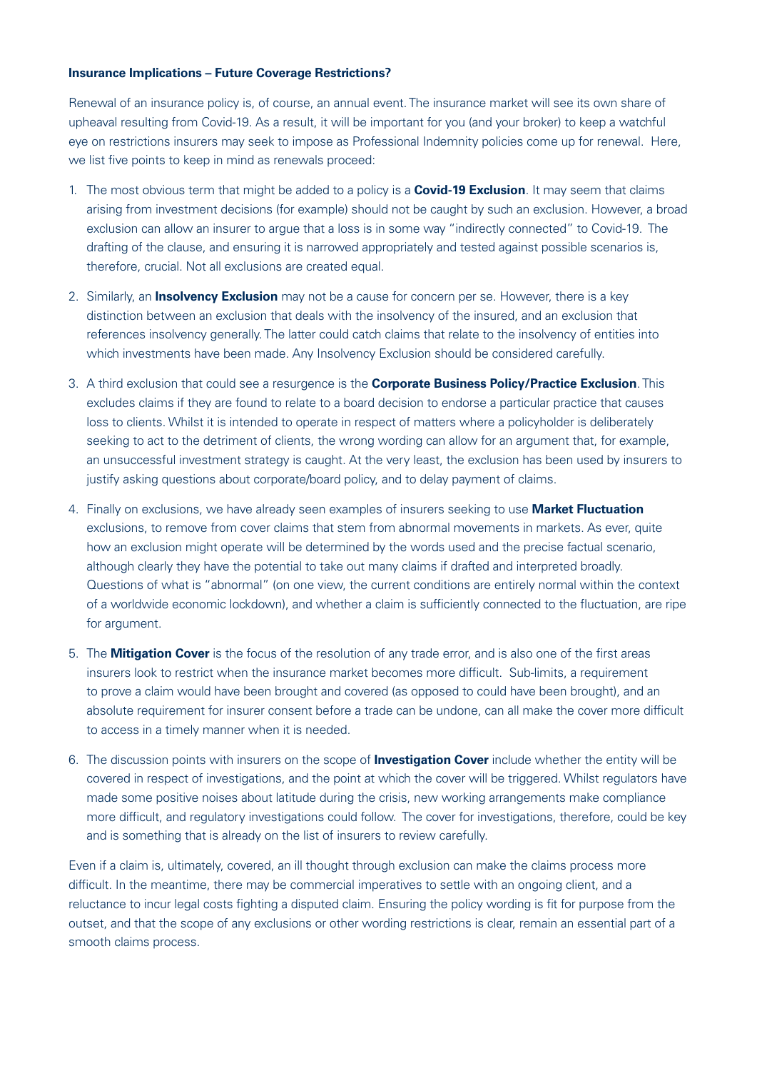**Insurance Implications – Future Coverage Restrictions?**

Renewal of an insurance policy is, of course, an annual event. The insurance market will see its own share of upheaval resulting from Covid-19. As a result, it will be important for you (and your broker) to keep a watchful eye on restrictions insurers may seek to impose as Professional Indemnity policies come up for renewal. Here, we list five points to keep in mind as renewals proceed:

1. The most obvious term that might be added to a policy is a **Covid-19 Exclusion**. It may seem that claims arising from investment decisions (for example) should not be caught by such an exclusion. However, a broad exclusion can allow an insurer to argue that a loss is in some way "indirectly connected" to Covid-19. The drafting of the clause, and ensuring it is narrowed appropriately and tested against possible scenarios is, therefore, crucial. Not all exclusions are created equal.

2. Similarly, an **Insolvency Exclusion** may not be a cause for concern per se. However, there is a key distinction between an exclusion that deals with the insolvency of the insured, and an exclusion that references insolvency generally. The latter could catch claims that relate to the insolvency of entities into which investments have been made. Any Insolvency Exclusion should be considered carefully.

3. A third exclusion that could see a resurgence is the **Corporate Business Policy/Practice Exclusion**. This excludes claims if they are found to relate to a board decision to endorse a particular practice that causes loss to clients. Whilst it is intended to operate in respect of matters where a policyholder is deliberately seeking to act to the detriment of clients, the wrong wording can allow for an argument that, for example, an unsuccessful investment strategy is caught. At the very least, the exclusion has been used by insurers to justify asking questions about corporate/board policy, and to delay payment of claims.

4. Finally on exclusions, we have already seen examples of insurers seeking to use **Market Fluctuation** exclusions, to remove from cover claims that stem from abnormal movements in markets. As ever, quite how an exclusion might operate will be determined by the words used and the precise factual scenario, although clearly they have the potential to take out many claims if drafted and interpreted broadly. Questions of what is "abnormal" (on one view, the current conditions are entirely normal within the context of a worldwide economic lockdown), and whether a claim is sufficiently connected to the fluctuation, are ripe for argument.

5. The **Mitigation Cover** is the focus of the resolution of any trade error, and is also one of the first areas insurers look to restrict when the insurance market becomes more difficult. Sub-limits, a requirement to prove a claim would have been brought and covered (as opposed to could have been brought), and an absolute requirement for insurer consent before a trade can be undone, can all make the cover more difficult to access in a timely manner when it is needed.

6. The discussion points with insurers on the scope of **Investigation Cover** include whether the entity will be covered in respect of investigations, and the point at which the cover will be triggered. Whilst regulators have made some positive noises about latitude during the crisis, new working arrangements make compliance more difficult, and regulatory investigations could follow. The cover for investigations, therefore, could be key and is something that is already on the list of insurers to review carefully.

Even if a claim is, ultimately, covered, an ill thought through exclusion can make the claims process more difficult. In the meantime, there may be commercial imperatives to settle with an ongoing client, and a reluctance to incur legal costs fighting a disputed claim. Ensuring the policy wording is fit for purpose from the outset, and that the scope of any exclusions or other wording restrictions is clear, remain an essential part of a smooth claims process.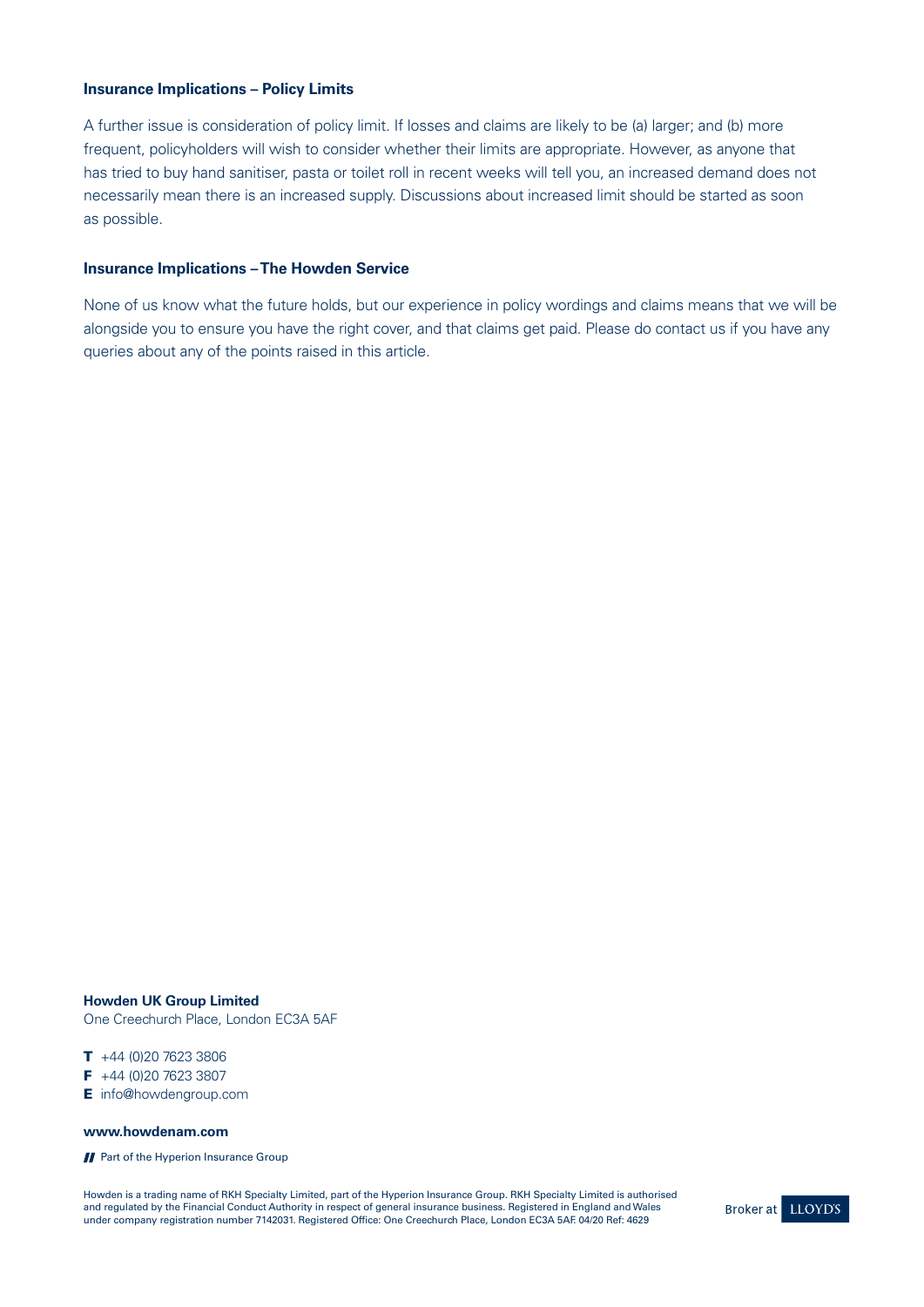### Insurance Implications – Policy Limits

A further issue is consideration of policy limit. If losses and claims are likely to be (a) larger; and (b) more frequent, policyholders will wish to consider whether their limits are appropriate. However, as anyone that has tried to buy hand sanitiser, pasta or toilet roll in recent weeks will tell you, an increased demand does not necessarily mean there is an increased supply. Discussions about increased limit should be started as soon as possible.

### Insurance Implications – The Howden Service

None of us know what the future holds, but our experience in policy wordings and claims means that we will be alongside you to ensure you have the right cover, and that claims get paid. Please do contact us if you have any queries about any of the points raised in this article.

**Howden UK Group Limited**
One Creechurch Place, London EC3A 5AF

**T** +44 (0)20 7623 3806
**F** +44 (0)20 7623 3807
**E** info@howdengroup.com

**www.howdenam.com**

Part of the Hyperion Insurance Group

Howden is a trading name of RKH Specialty Limited, part of the Hyperion Insurance Group. RKH Specialty Limited is authorised and regulated by the Financial Conduct Authority in respect of general insurance business. Registered in England and Wales under company registration number 7142031. Registered Office: One Creechurch Place, London EC3A 5AF. 04/20 Ref: 4629

Broker at LLOYD'S